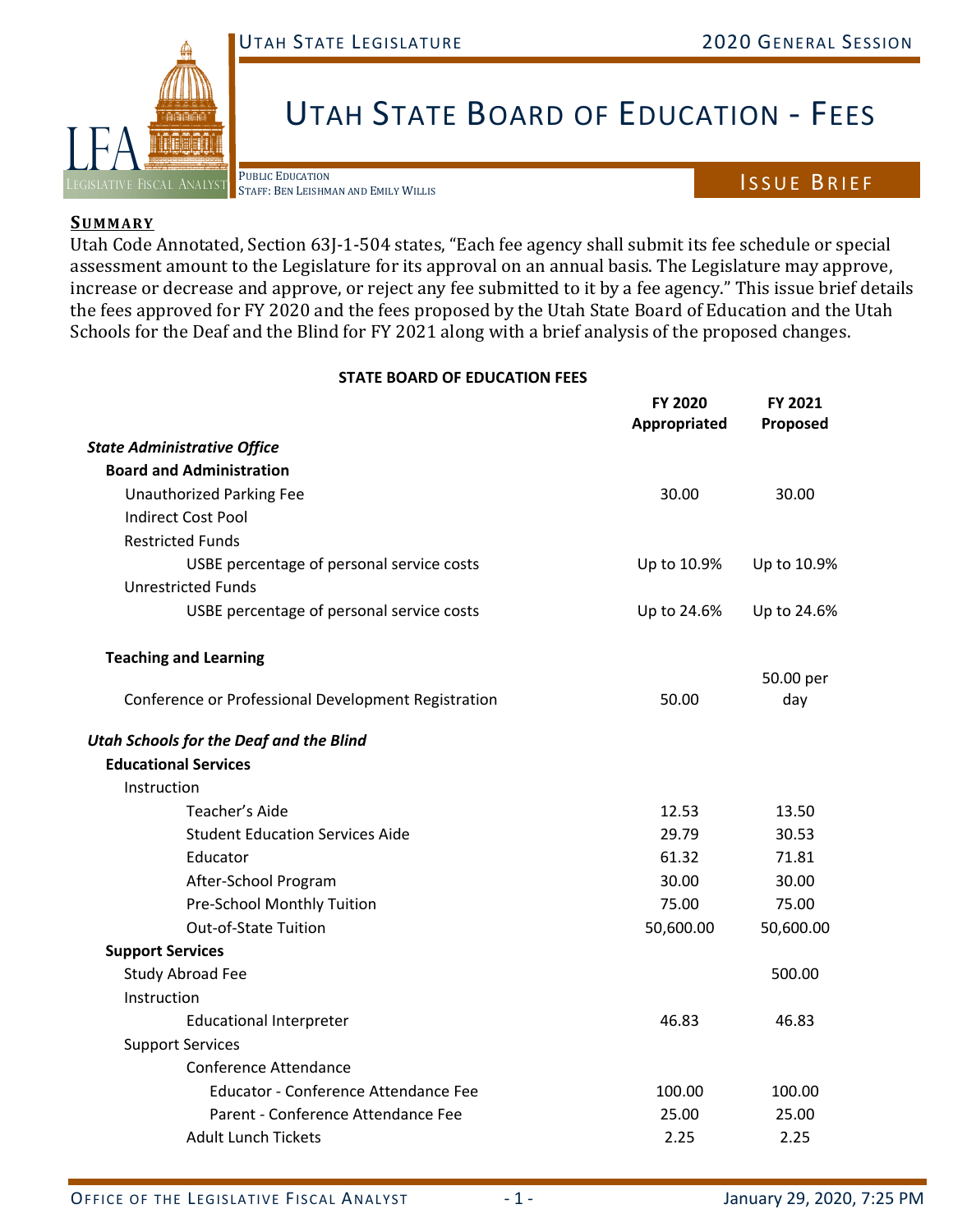# Utah State Board of Education - Fees

Public Education
Staff: Ben Leishman and Emily Willis

**Issue Brief**

## Summary

Utah Code Annotated, Section 63J-1-504 states, "Each fee agency shall submit its fee schedule or special assessment amount to the Legislature for its approval on an annual basis. The Legislature may approve, increase or decrease and approve, or reject any fee submitted to it by a fee agency." This issue brief details the fees approved for FY 2020 and the fees proposed by the Utah State Board of Education and the Utah Schools for the Deaf and the Blind for FY 2021 along with a brief analysis of the proposed changes.

**STATE BOARD OF EDUCATION FEES**

| | FY 2020 Appropriated | FY 2021 Proposed |
|---|---|---|
| ***State Administrative Office*** | | |
| **Board and Administration** | | |
| Unauthorized Parking Fee | 30.00 | 30.00 |
| Indirect Cost Pool | | |
| Restricted Funds | | |
| USBE percentage of personal service costs | Up to 10.9% | Up to 10.9% |
| Unrestricted Funds | | |
| USBE percentage of personal service costs | Up to 24.6% | Up to 24.6% |
| **Teaching and Learning** | | |
| Conference or Professional Development Registration | 50.00 | 50.00 per day |
| ***Utah Schools for the Deaf and the Blind*** | | |
| **Educational Services** | | |
| Instruction | | |
| Teacher's Aide | 12.53 | 13.50 |
| Student Education Services Aide | 29.79 | 30.53 |
| Educator | 61.32 | 71.81 |
| After-School Program | 30.00 | 30.00 |
| Pre-School Monthly Tuition | 75.00 | 75.00 |
| Out-of-State Tuition | 50,600.00 | 50,600.00 |
| **Support Services** | | |
| Study Abroad Fee | | 500.00 |
| Instruction | | |
| Educational Interpreter | 46.83 | 46.83 |
| Support Services | | |
| Conference Attendance | | |
| Educator - Conference Attendance Fee | 100.00 | 100.00 |
| Parent - Conference Attendance Fee | 25.00 | 25.00 |
| Adult Lunch Tickets | 2.25 | 2.25 |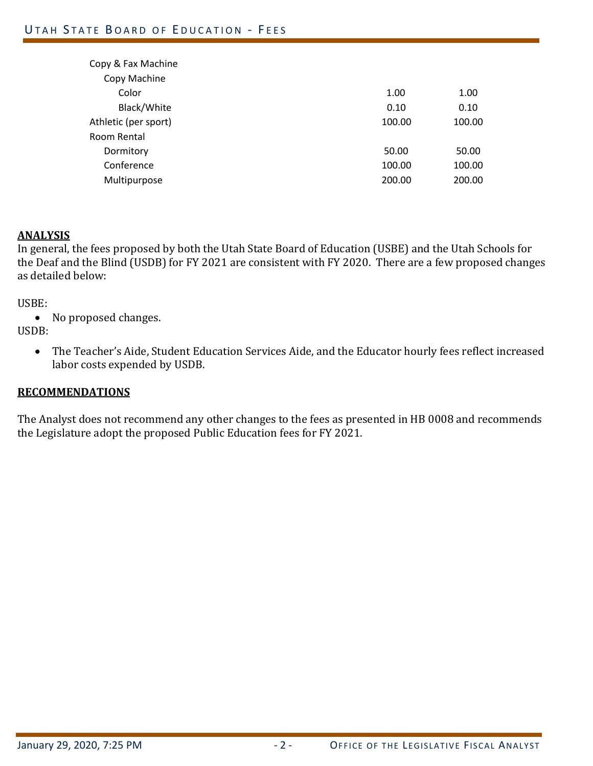| | | |
|---|---|---|
| Copy & Fax Machine | | |
| Copy Machine | | |
| Color | 1.00 | 1.00 |
| Black/White | 0.10 | 0.10 |
| Athletic (per sport) | 100.00 | 100.00 |
| Room Rental | | |
| Dormitory | 50.00 | 50.00 |
| Conference | 100.00 | 100.00 |
| Multipurpose | 200.00 | 200.00 |

## ANALYSIS

In general, the fees proposed by both the Utah State Board of Education (USBE) and the Utah Schools for the Deaf and the Blind (USDB) for FY 2021 are consistent with FY 2020. There are a few proposed changes as detailed below:

USBE:

- No proposed changes.

USDB:

- The Teacher's Aide, Student Education Services Aide, and the Educator hourly fees reflect increased labor costs expended by USDB.

## RECOMMENDATIONS

The Analyst does not recommend any other changes to the fees as presented in HB 0008 and recommends the Legislature adopt the proposed Public Education fees for FY 2021.